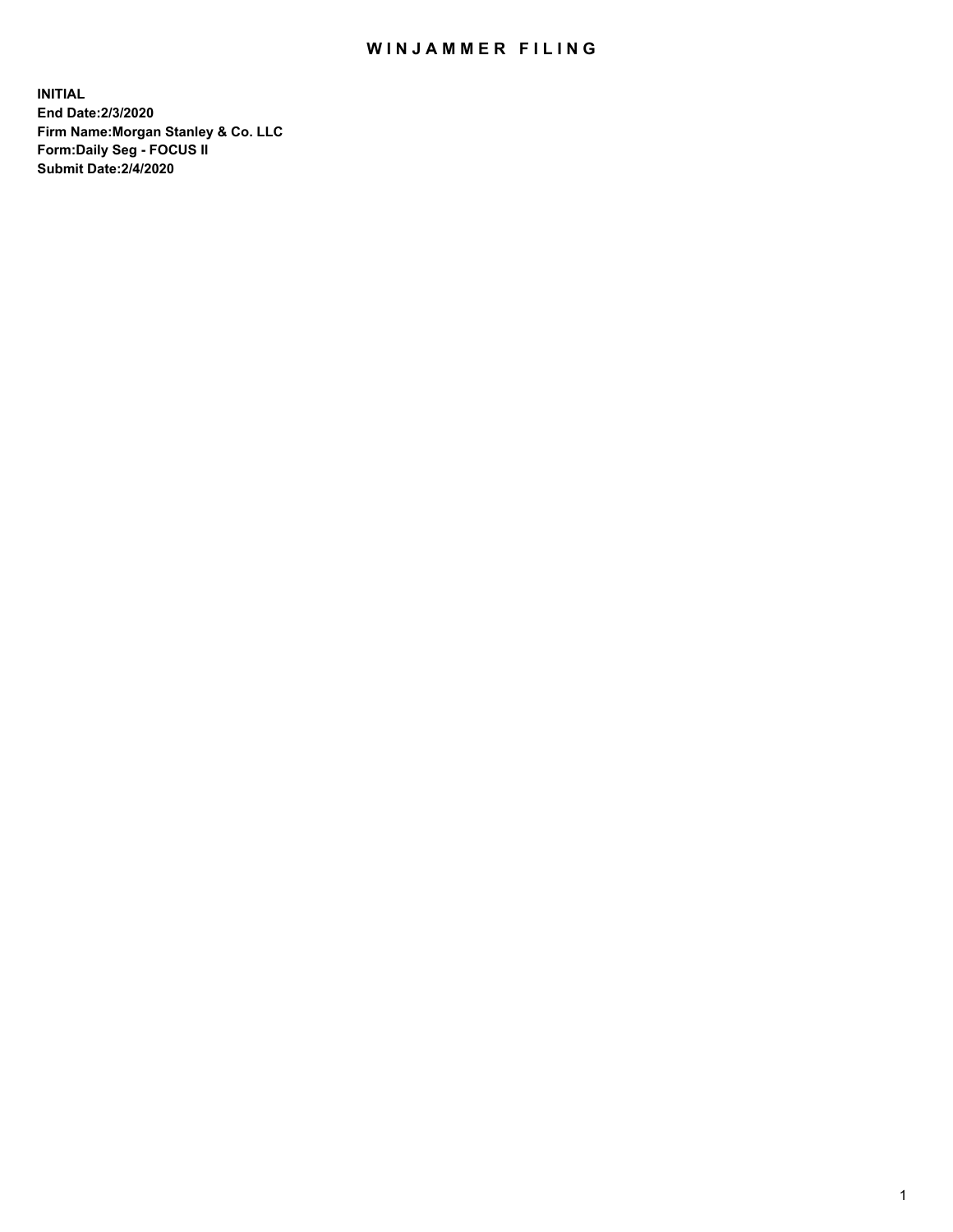# WINJAMMER FILING

**INITIAL**
**End Date:2/3/2020**
**Firm Name:Morgan Stanley & Co. LLC**
**Form:Daily Seg - FOCUS II**
**Submit Date:2/4/2020**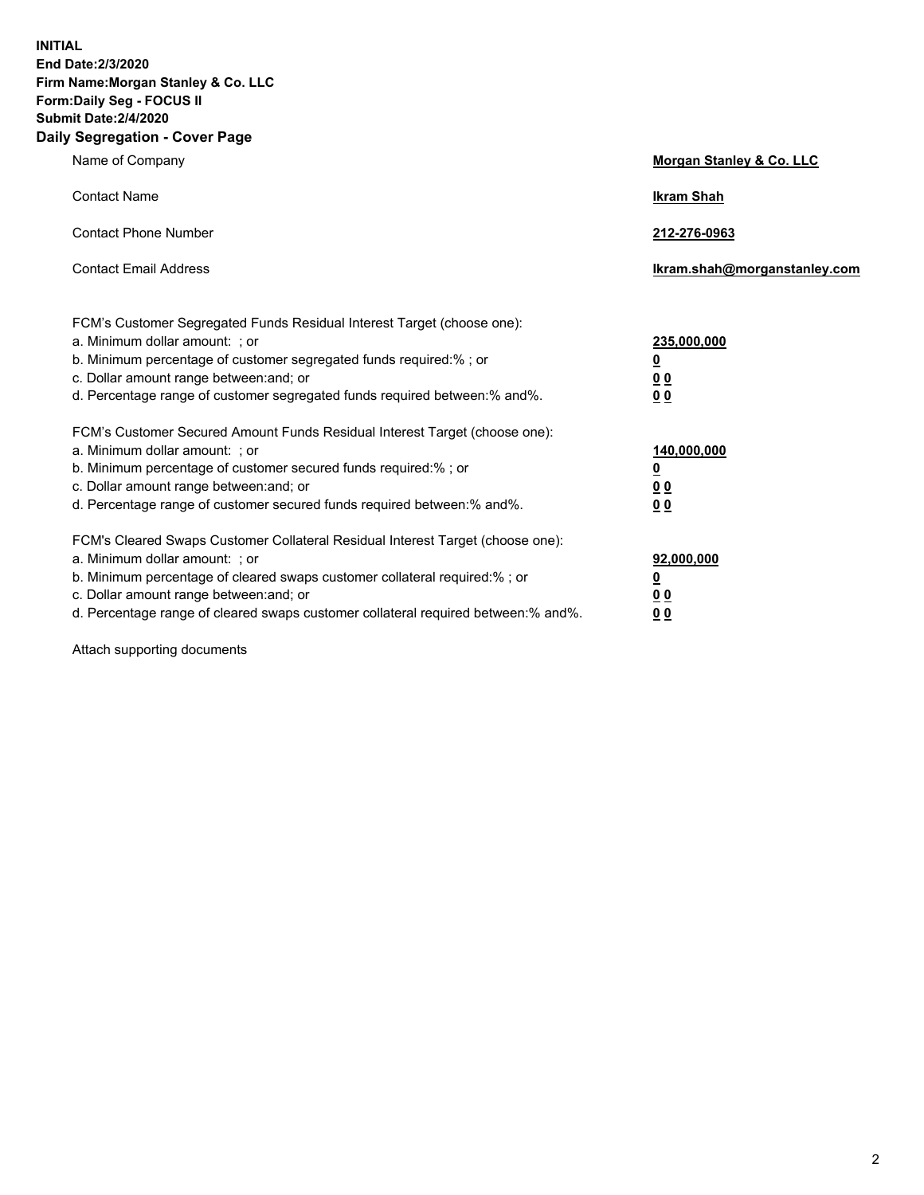**INITIAL**
**End Date:2/3/2020**
**Firm Name:Morgan Stanley & Co. LLC**
**Form:Daily Seg - FOCUS II**
**Submit Date:2/4/2020**
**Daily Segregation - Cover Page**

| | |
|---|---|
| Name of Company | **Morgan Stanley & Co. LLC** |
| Contact Name | **Ikram Shah** |
| Contact Phone Number | **212-276-0963** |
| Contact Email Address | **Ikram.shah@morganstanley.com** |

FCM's Customer Segregated Funds Residual Interest Target (choose one):

| | |
|---|---|
| a. Minimum dollar amount: ; or | **235,000,000** |
| b. Minimum percentage of customer segregated funds required:% ; or | **0** |
| c. Dollar amount range between:and; or | **0 0** |
| d. Percentage range of customer segregated funds required between:% and%. | **0 0** |

FCM's Customer Secured Amount Funds Residual Interest Target (choose one):

| | |
|---|---|
| a. Minimum dollar amount: ; or | **140,000,000** |
| b. Minimum percentage of customer secured funds required:% ; or | **0** |
| c. Dollar amount range between:and; or | **0 0** |
| d. Percentage range of customer secured funds required between:% and%. | **0 0** |

FCM's Cleared Swaps Customer Collateral Residual Interest Target (choose one):

| | |
|---|---|
| a. Minimum dollar amount: ; or | **92,000,000** |
| b. Minimum percentage of cleared swaps customer collateral required:% ; or | **0** |
| c. Dollar amount range between:and; or | **0 0** |
| d. Percentage range of cleared swaps customer collateral required between:% and%. | **0 0** |

Attach supporting documents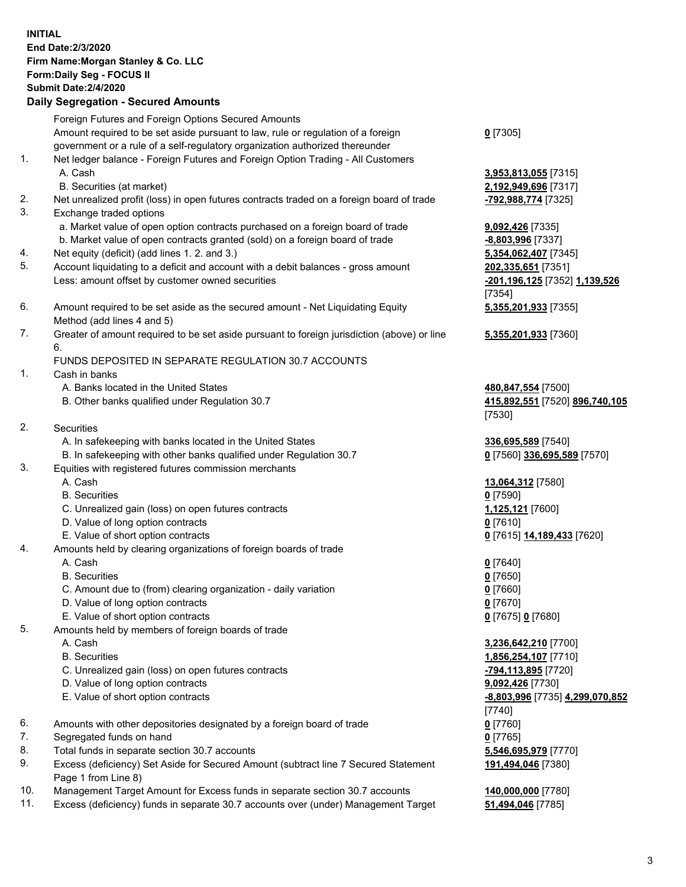**INITIAL**
**End Date:2/3/2020**
**Firm Name:Morgan Stanley & Co. LLC**
**Form:Daily Seg - FOCUS II**
**Submit Date:2/4/2020**
**Daily Segregation - Secured Amounts**

| | | |
|---|---|---|
| | Foreign Futures and Foreign Options Secured Amounts | |
| | Amount required to be set aside pursuant to law, rule or regulation of a foreign government or a rule of a self-regulatory organization authorized thereunder | **0** [7305] |
| 1. | Net ledger balance - Foreign Futures and Foreign Option Trading - All Customers | |
| | A. Cash | **3,953,813,055** [7315] |
| | B. Securities (at market) | **2,192,949,696** [7317] |
| 2. | Net unrealized profit (loss) in open futures contracts traded on a foreign board of trade | **-792,988,774** [7325] |
| 3. | Exchange traded options | |
| | a. Market value of open option contracts purchased on a foreign board of trade | **9,092,426** [7335] |
| | b. Market value of open contracts granted (sold) on a foreign board of trade | **-8,803,996** [7337] |
| 4. | Net equity (deficit) (add lines 1. 2. and 3.) | **5,354,062,407** [7345] |
| 5. | Account liquidating to a deficit and account with a debit balances - gross amount | **202,335,651** [7351] |
| | Less: amount offset by customer owned securities | **-201,196,125** [7352] **1,139,526** [7354] |
| 6. | Amount required to be set aside as the secured amount - Net Liquidating Equity Method (add lines 4 and 5) | **5,355,201,933** [7355] |
| 7. | Greater of amount required to be set aside pursuant to foreign jurisdiction (above) or line 6. | **5,355,201,933** [7360] |
| | FUNDS DEPOSITED IN SEPARATE REGULATION 30.7 ACCOUNTS | |
| 1. | Cash in banks | |
| | A. Banks located in the United States | **480,847,554** [7500] |
| | B. Other banks qualified under Regulation 30.7 | **415,892,551** [7520] **896,740,105** [7530] |
| 2. | Securities | |
| | A. In safekeeping with banks located in the United States | **336,695,589** [7540] |
| | B. In safekeeping with other banks qualified under Regulation 30.7 | **0** [7560] **336,695,589** [7570] |
| 3. | Equities with registered futures commission merchants | |
| | A. Cash | **13,064,312** [7580] |
| | B. Securities | **0** [7590] |
| | C. Unrealized gain (loss) on open futures contracts | **1,125,121** [7600] |
| | D. Value of long option contracts | **0** [7610] |
| | E. Value of short option contracts | **0** [7615] **14,189,433** [7620] |
| 4. | Amounts held by clearing organizations of foreign boards of trade | |
| | A. Cash | **0** [7640] |
| | B. Securities | **0** [7650] |
| | C. Amount due to (from) clearing organization - daily variation | **0** [7660] |
| | D. Value of long option contracts | **0** [7670] |
| | E. Value of short option contracts | **0** [7675] **0** [7680] |
| 5. | Amounts held by members of foreign boards of trade | |
| | A. Cash | **3,236,642,210** [7700] |
| | B. Securities | **1,856,254,107** [7710] |
| | C. Unrealized gain (loss) on open futures contracts | **-794,113,895** [7720] |
| | D. Value of long option contracts | **9,092,426** [7730] |
| | E. Value of short option contracts | **-8,803,996** [7735] **4,299,070,852** [7740] |
| 6. | Amounts with other depositories designated by a foreign board of trade | **0** [7760] |
| 7. | Segregated funds on hand | **0** [7765] |
| 8. | Total funds in separate section 30.7 accounts | **5,546,695,979** [7770] |
| 9. | Excess (deficiency) Set Aside for Secured Amount (subtract line 7 Secured Statement Page 1 from Line 8) | **191,494,046** [7380] |
| 10. | Management Target Amount for Excess funds in separate section 30.7 accounts | **140,000,000** [7780] |
| 11. | Excess (deficiency) funds in separate 30.7 accounts over (under) Management Target | **51,494,046** [7785] |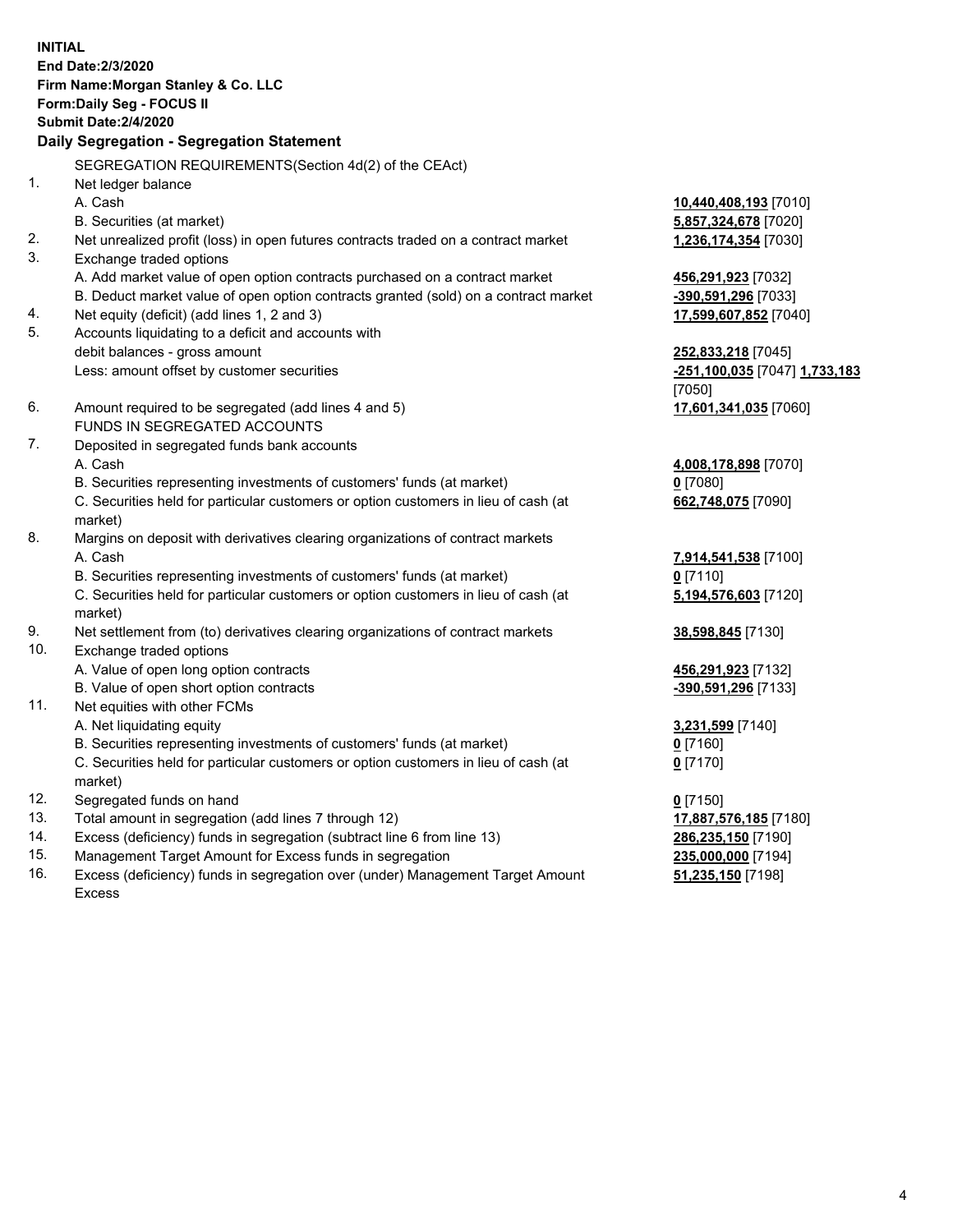**INITIAL**
**End Date:2/3/2020**
**Firm Name:Morgan Stanley & Co. LLC**
**Form:Daily Seg - FOCUS II**
**Submit Date:2/4/2020**

## Daily Segregation - Segregation Statement

SEGREGATION REQUIREMENTS(Section 4d(2) of the CEAct)

| | | |
|---|---|---|
| 1. | Net ledger balance | |
| | A. Cash | **10,440,408,193** [7010] |
| | B. Securities (at market) | **5,857,324,678** [7020] |
| 2. | Net unrealized profit (loss) in open futures contracts traded on a contract market | **1,236,174,354** [7030] |
| 3. | Exchange traded options | |
| | A. Add market value of open option contracts purchased on a contract market | **456,291,923** [7032] |
| | B. Deduct market value of open option contracts granted (sold) on a contract market | **-390,591,296** [7033] |
| 4. | Net equity (deficit) (add lines 1, 2 and 3) | **17,599,607,852** [7040] |
| 5. | Accounts liquidating to a deficit and accounts with debit balances - gross amount | **252,833,218** [7045] |
| | Less: amount offset by customer securities | **-251,100,035** [7047] **1,733,183** [7050] |
| 6. | Amount required to be segregated (add lines 4 and 5) | **17,601,341,035** [7060] |
| | FUNDS IN SEGREGATED ACCOUNTS | |
| 7. | Deposited in segregated funds bank accounts | |
| | A. Cash | **4,008,178,898** [7070] |
| | B. Securities representing investments of customers' funds (at market) | **0** [7080] |
| | C. Securities held for particular customers or option customers in lieu of cash (at market) | **662,748,075** [7090] |
| 8. | Margins on deposit with derivatives clearing organizations of contract markets | |
| | A. Cash | **7,914,541,538** [7100] |
| | B. Securities representing investments of customers' funds (at market) | **0** [7110] |
| | C. Securities held for particular customers or option customers in lieu of cash (at market) | **5,194,576,603** [7120] |
| 9. | Net settlement from (to) derivatives clearing organizations of contract markets | **38,598,845** [7130] |
| 10. | Exchange traded options | |
| | A. Value of open long option contracts | **456,291,923** [7132] |
| | B. Value of open short option contracts | **-390,591,296** [7133] |
| 11. | Net equities with other FCMs | |
| | A. Net liquidating equity | **3,231,599** [7140] |
| | B. Securities representing investments of customers' funds (at market) | **0** [7160] |
| | C. Securities held for particular customers or option customers in lieu of cash (at market) | **0** [7170] |
| 12. | Segregated funds on hand | **0** [7150] |
| 13. | Total amount in segregation (add lines 7 through 12) | **17,887,576,185** [7180] |
| 14. | Excess (deficiency) funds in segregation (subtract line 6 from line 13) | **286,235,150** [7190] |
| 15. | Management Target Amount for Excess funds in segregation | **235,000,000** [7194] |
| 16. | Excess (deficiency) funds in segregation over (under) Management Target Amount Excess | **51,235,150** [7198] |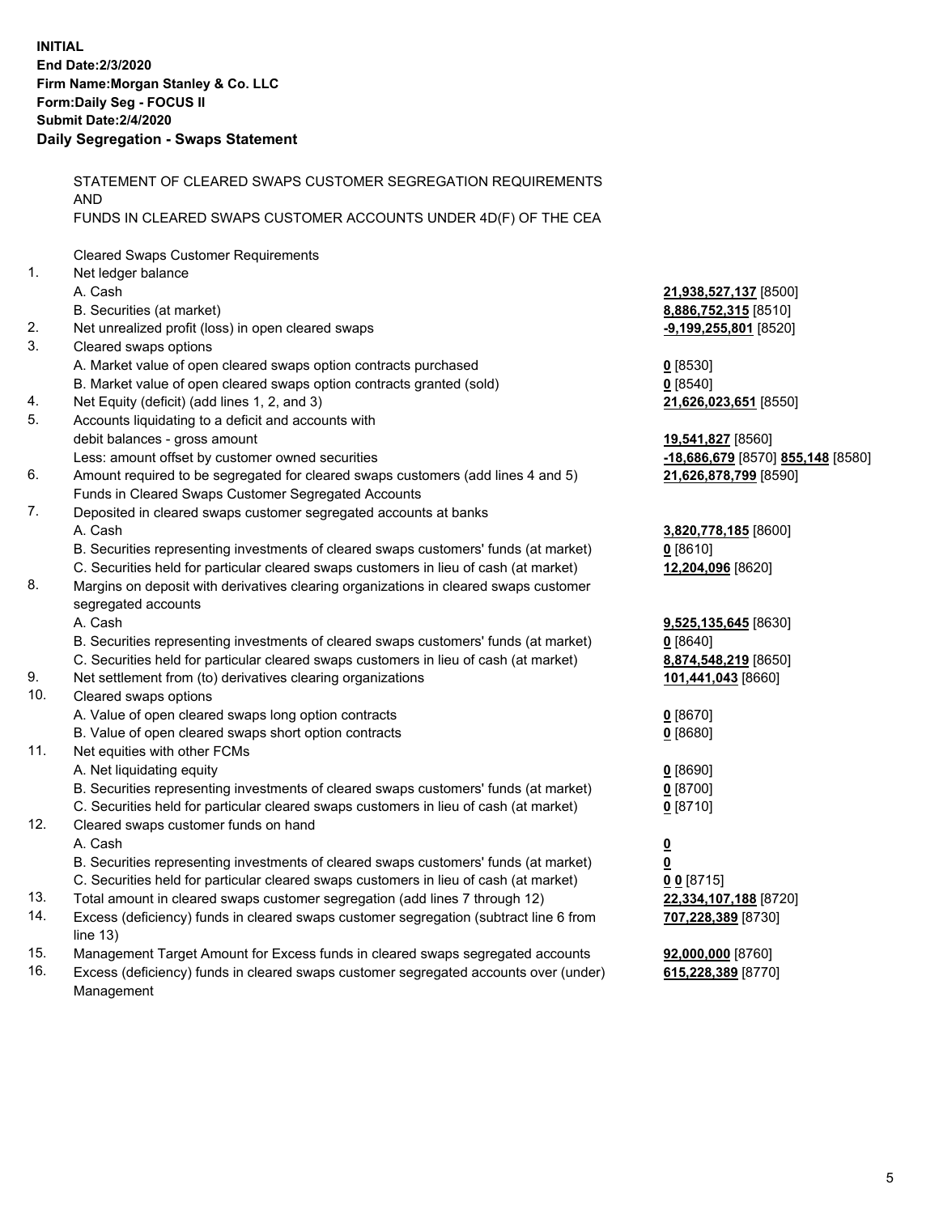**INITIAL**
**End Date:2/3/2020**
**Firm Name:Morgan Stanley & Co. LLC**
**Form:Daily Seg - FOCUS II**
**Submit Date:2/4/2020**
**Daily Segregation - Swaps Statement**

STATEMENT OF CLEARED SWAPS CUSTOMER SEGREGATION REQUIREMENTS AND FUNDS IN CLEARED SWAPS CUSTOMER ACCOUNTS UNDER 4D(F) OF THE CEA

| | | |
|---|---|---|
| | Cleared Swaps Customer Requirements | |
| 1. | Net ledger balance | |
| | A. Cash | **21,938,527,137** [8500] |
| | B. Securities (at market) | **8,886,752,315** [8510] |
| 2. | Net unrealized profit (loss) in open cleared swaps | **-9,199,255,801** [8520] |
| 3. | Cleared swaps options | |
| | A. Market value of open cleared swaps option contracts purchased | **0** [8530] |
| | B. Market value of open cleared swaps option contracts granted (sold) | **0** [8540] |
| 4. | Net Equity (deficit) (add lines 1, 2, and 3) | **21,626,023,651** [8550] |
| 5. | Accounts liquidating to a deficit and accounts with debit balances - gross amount | **19,541,827** [8560] |
| | Less: amount offset by customer owned securities | **-18,686,679** [8570] **855,148** [8580] |
| 6. | Amount required to be segregated for cleared swaps customers (add lines 4 and 5) | **21,626,878,799** [8590] |
| | Funds in Cleared Swaps Customer Segregated Accounts | |
| 7. | Deposited in cleared swaps customer segregated accounts at banks | |
| | A. Cash | **3,820,778,185** [8600] |
| | B. Securities representing investments of cleared swaps customers' funds (at market) | **0** [8610] |
| | C. Securities held for particular cleared swaps customers in lieu of cash (at market) | **12,204,096** [8620] |
| 8. | Margins on deposit with derivatives clearing organizations in cleared swaps customer segregated accounts | |
| | A. Cash | **9,525,135,645** [8630] |
| | B. Securities representing investments of cleared swaps customers' funds (at market) | **0** [8640] |
| | C. Securities held for particular cleared swaps customers in lieu of cash (at market) | **8,874,548,219** [8650] |
| 9. | Net settlement from (to) derivatives clearing organizations | **101,441,043** [8660] |
| 10. | Cleared swaps options | |
| | A. Value of open cleared swaps long option contracts | **0** [8670] |
| | B. Value of open cleared swaps short option contracts | **0** [8680] |
| 11. | Net equities with other FCMs | |
| | A. Net liquidating equity | **0** [8690] |
| | B. Securities representing investments of cleared swaps customers' funds (at market) | **0** [8700] |
| | C. Securities held for particular cleared swaps customers in lieu of cash (at market) | **0** [8710] |
| 12. | Cleared swaps customer funds on hand | |
| | A. Cash | **0** |
| | B. Securities representing investments of cleared swaps customers' funds (at market) | **0** |
| | C. Securities held for particular cleared swaps customers in lieu of cash (at market) | **0** **0** [8715] |
| 13. | Total amount in cleared swaps customer segregation (add lines 7 through 12) | **22,334,107,188** [8720] |
| 14. | Excess (deficiency) funds in cleared swaps customer segregation (subtract line 6 from line 13) | **707,228,389** [8730] |
| 15. | Management Target Amount for Excess funds in cleared swaps segregated accounts | **92,000,000** [8760] |
| 16. | Excess (deficiency) funds in cleared swaps customer segregated accounts over (under) Management | **615,228,389** [8770] |